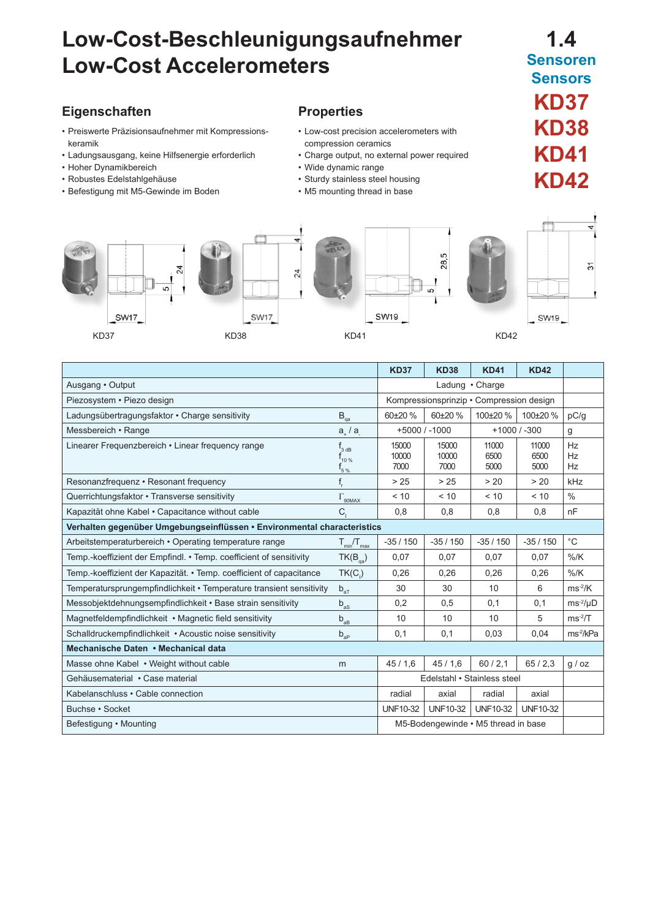# Low-Cost-Beschleunigungsaufnehmer
# Low-Cost Accelerometers

1.4
Sensoren
Sensors

KD37
KD38
KD41
KD42

## Eigenschaften

- Preiswerte Präzisionsaufnehmer mit Kompressions­keramik
- Ladungsausgang, keine Hilfsenergie erforderlich
- Hoher Dynamikbereich
- Robustes Edelstahlgehäuse
- Befestigung mit M5-Gewinde im Boden

## Properties

- Low-cost precision accelerometers with compression ceramics
- Charge output, no external power required
- Wide dynamic range
- Sturdy stainless steel housing
- M5 mounting thread in base

KD37 KD38 KD41 KD42

| | | KD37 | KD38 | KD41 | KD42 | |
|---|---|---|---|---|---|---|
| Ausgang • Output | | Ladung • Charge | | | | |
| Piezosystem • Piezo design | | Kompressionsprinzip • Compression design | | | | |
| Ladungsübertragungsfaktor • Charge sensitivity | $B_{qa}$ | 60±20 % | 60±20 % | 100±20 % | 100±20 % | pC/g |
| Messbereich • Range | $a_+ / a_-$ | +5000 / -1000 | | +1000 / -300 | | g |
| Linearer Frequenzbereich • Linear frequency range | $f_{3\,dB}$<br>$f_{10\,\%}$<br>$f_{5\,\%}$ | 15000<br>10000<br>7000 | 15000<br>10000<br>7000 | 11000<br>6500<br>5000 | 11000<br>6500<br>5000 | Hz<br>Hz<br>Hz |
| Resonanzfrequenz • Resonant frequency | $f_r$ | > 25 | > 25 | > 20 | > 20 | kHz |
| Querrichtungsfaktor • Transverse sensitivity | $\Gamma_{90MAX}$ | < 10 | < 10 | < 10 | < 10 | % |
| Kapazität ohne Kabel • Capacitance without cable | $C_i$ | 0,8 | 0,8 | 0,8 | 0,8 | nF |
| **Verhalten gegenüber Umgebungseinflüssen • Environmental characteristics** | | | | | | |
| Arbeitstemperaturbereich • Operating temperature range | $T_{min}/T_{max}$ | -35 / 150 | -35 / 150 | -35 / 150 | -35 / 150 | °C |
| Temp.-koeffizient der Empfindl. • Temp. coefficient of sensitivity | $TK(B_{qa})$ | 0,07 | 0,07 | 0,07 | 0,07 | %/K |
| Temp.-koeffizient der Kapazität. • Temp. coefficient of capacitance | $TK(C_i)$ | 0,26 | 0,26 | 0,26 | 0,26 | %/K |
| Temperatursprungempfindlichkeit • Temperature transient sensitivity | $b_{aT}$ | 30 | 30 | 10 | 6 | $ms^{-2}/K$ |
| Messobjektdehnungsempfindlichkeit • Base strain sensitivity | $b_{aS}$ | 0,2 | 0,5 | 0,1 | 0,1 | $ms^{-2}/\mu D$ |
| Magnetfeldempfindlichkeit • Magnetic field sensitivity | $b_{aB}$ | 10 | 10 | 10 | 5 | $ms^{-2}/T$ |
| Schalldruckempfindlichkeit • Acoustic noise sensitivity | $b_{aP}$ | 0,1 | 0,1 | 0,03 | 0,04 | $ms^{-2}/kPa$ |
| **Mechanische Daten • Mechanical data** | | | | | | |
| Masse ohne Kabel • Weight without cable | m | 45 / 1,6 | 45 / 1,6 | 60 / 2,1 | 65 / 2,3 | g / oz |
| Gehäusematerial • Case material | | Edelstahl • Stainless steel | | | | |
| Kabelanschluss • Cable connection | | radial | axial | radial | axial | |
| Buchse • Socket | | UNF10-32 | UNF10-32 | UNF10-32 | UNF10-32 | |
| Befestigung • Mounting | | M5-Bodengewinde • M5 thread in base | | | | |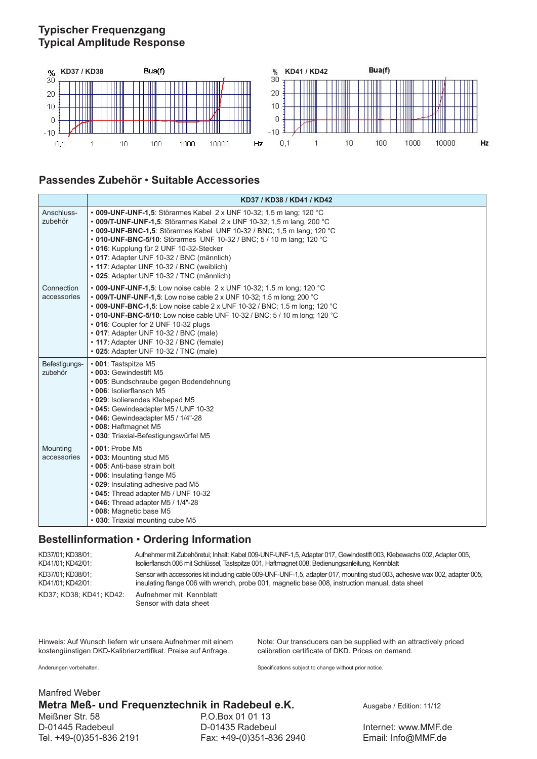## Typischer Frequenzgang
## Typical Amplitude Response

KD37 / KD38

Bua(f)

%

30

20

10

0

-10

0,1 1 10 100 1000 10000 Hz

KD41 / KD42

Bua(f)

%

30

20

10

0

-10

0,1 1 10 100 1000 10000 Hz

## Passendes Zubehör • Suitable Accessories

| | KD37 / KD38 / KD41 / KD42 |
|---|---|
| Anschluss-zubehör | • **009-UNF-UNF-1,5**: Störarmes Kabel 2 x UNF 10-32; 1,5 m lang; 120 °C<br>• **009/T-UNF-UNF-1,5**: Störarmes Kabel 2 x UNF 10-32; 1,5 m lang, 200 °C<br>• **009-UNF-BNC-1,5**: Störarmes Kabel UNF 10-32 / BNC; 1,5 m lang; 120 °C<br>• **010-UNF-BNC-5/10**: Störarmes UNF 10-32 / BNC; 5 / 10 m lang; 120 °C<br>• **016**: Kupplung für 2 UNF 10-32-Stecker<br>• **017**: Adapter UNF 10-32 / BNC (männlich)<br>• **117**: Adapter UNF 10-32 / BNC (weiblich)<br>• **025**: Adapter UNF 10-32 / TNC (männlich) |
| Connection accessories | • **009-UNF-UNF-1,5**: Low noise cable 2 x UNF 10-32; 1.5 m long; 120 °C<br>• **009/T-UNF-UNF-1,5**: Low noise cable 2 x UNF 10-32; 1.5 m long; 200 °C<br>• **009-UNF-BNC-1,5**: Low noise cable 2 x UNF 10-32 / BNC; 1.5 m long; 120 °C<br>• **010-UNF-BNC-5/10**: Low noise cable UNF 10-32 / BNC; 5 / 10 m long; 120 °C<br>• **016**: Coupler for 2 UNF 10-32 plugs<br>• **017**: Adapter UNF 10-32 / BNC (male)<br>• **117**: Adapter UNF 10-32 / BNC (female)<br>• **025**: Adapter UNF 10-32 / TNC (male) |
| Befestigungs-zubehör | • **001**: Tastspitze M5<br>• **003:** Gewindestift M5<br>• **005**: Bundschraube gegen Bodendehnung<br>• **006**: Isolierflansch M5<br>• **029**: Isolierendes Klebepad M5<br>• **045:** Gewindeadapter M5 / UNF 10-32<br>• **046:** Gewindeadapter M5 / 1/4"-28<br>• **008:** Haftmagnet M5<br>• **030**: Triaxial-Befestigungswürfel M5 |
| Mounting accessories | • **001**: Probe M5<br>• **003:** Mounting stud M5<br>• **005**: Anti-base strain bolt<br>• **006**: Insulating flange M5<br>• **029**: Insulating adhesive pad M5<br>• **045:** Thread adapter M5 / UNF 10-32<br>• **046:** Thread adapter M5 / 1/4"-28<br>• **008:** Magnetic base M5<br>• **030**: Triaxial mounting cube M5 |

## Bestellinformation • Ordering Information

| | |
|---|---|
| KD37/01; KD38/01; KD41/01; KD42/01: | Aufnehmer mit Zubehöretui; Inhalt: Kabel 009-UNF-UNF-1,5, Adapter 017, Gewindestift 003, Klebewachs 002, Adapter 005, Isolierflansch 006 mit Schlüssel, Tastspitze 001, Haftmagnet 008, Bedienungsanleitung, Kennblatt |
| KD37/01; KD38/01; KD41/01; KD42/01: | Sensor with accessories kit including cable 009-UNF-UNF-1,5, adapter 017, mounting stud 003, adhesive wax 002, adapter 005, insulating flange 006 with wrench, probe 001, magnetic base 008, instruction manual, data sheet |
| KD37; KD38; KD41; KD42: | Aufnehmer mit Kennblatt<br>Sensor with data sheet |

Hinweis: Auf Wunsch liefern wir unsere Aufnehmer mit einem kostengünstigen DKD-Kalibrierzertifikat. Preise auf Anfrage.

Note: Our transducers can be supplied with an attractively priced calibration certificate of DKD. Prices on demand.

Änderungen vorbehalten.

Specifications subject to change without prior notice.

Manfred Weber
**Metra Meß- und Frequenztechnik in Radebeul e.K.**
Meißner Str. 58
D-01445 Radebeul
Tel. +49-(0)351-836 2191

P.O.Box 01 01 13
D-01435 Radebeul
Fax: +49-(0)351-836 2940

Ausgabe / Edition: 11/12

Internet: www.MMF.de
Email: Info@MMF.de